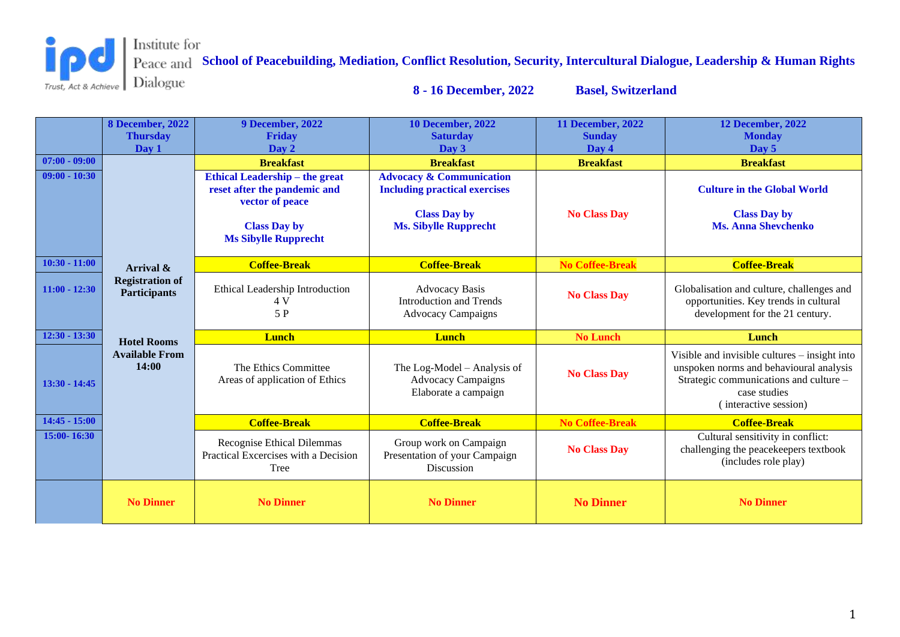Institute for Peace and Dialogue

ipd Trust, Act & Achieve

## School of Peacebuilding, Mediation, Conflict Resolution, Security, Intercultural Dialogue, Leadership & Human Rights

**8 - 16 December, 2022 Basel, Switzerland**

| | 8 December, 2022 Thursday Day 1 | 9 December, 2022 Friday Day 2 | 10 December, 2022 Saturday Day 3 | 11 December, 2022 Sunday Day 4 | 12 December, 2022 Monday Day 5 |
|---|---|---|---|---|---|
| 07:00 - 09:00 | Arrival & Registration of Participants<br><br>Hotel Rooms Available From 14:00 | Breakfast | Breakfast | Breakfast | Breakfast |
| 09:00 - 10:30 | | **Ethical Leadership – the great reset after the pandemic and vector of peace**<br><br>**Class Day by Ms Sibylle Rupprecht** | **Advocacy & Communication Including practical exercises**<br><br>**Class Day by Ms. Sibylle Rupprecht** | No Class Day | **Culture in the Global World**<br><br>**Class Day by Ms. Anna Shevchenko** |
| 10:30 - 11:00 | | Coffee-Break | Coffee-Break | No Coffee-Break | Coffee-Break |
| 11:00 - 12:30 | | Ethical Leadership Introduction<br>4 V<br>5 P | Advocacy Basis<br>Introduction and Trends<br>Advocacy Campaigns | No Class Day | Globalisation and culture, challenges and opportunities. Key trends in cultural development for the 21 century. |
| 12:30 - 13:30 | | Lunch | Lunch | No Lunch | Lunch |
| 13:30 - 14:45 | | The Ethics Committee<br>Areas of application of Ethics | The Log-Model – Analysis of Advocacy Campaigns<br>Elaborate a campaign | No Class Day | Visible and invisible cultures – insight into unspoken norms and behavioural analysis<br>Strategic communications and culture – case studies<br>( interactive session) |
| 14:45 - 15:00 | | Coffee-Break | Coffee-Break | No Coffee-Break | Coffee-Break |
| 15:00- 16:30 | | Recognise Ethical Dilemmas<br>Practical Excercises with a Decision Tree | Group work on Campaign<br>Presentation of your Campaign<br>Discussion | No Class Day | Cultural sensitivity in conflict: challenging the peacekeepers textbook<br>(includes role play) |
| | No Dinner | No Dinner | No Dinner | No Dinner | No Dinner |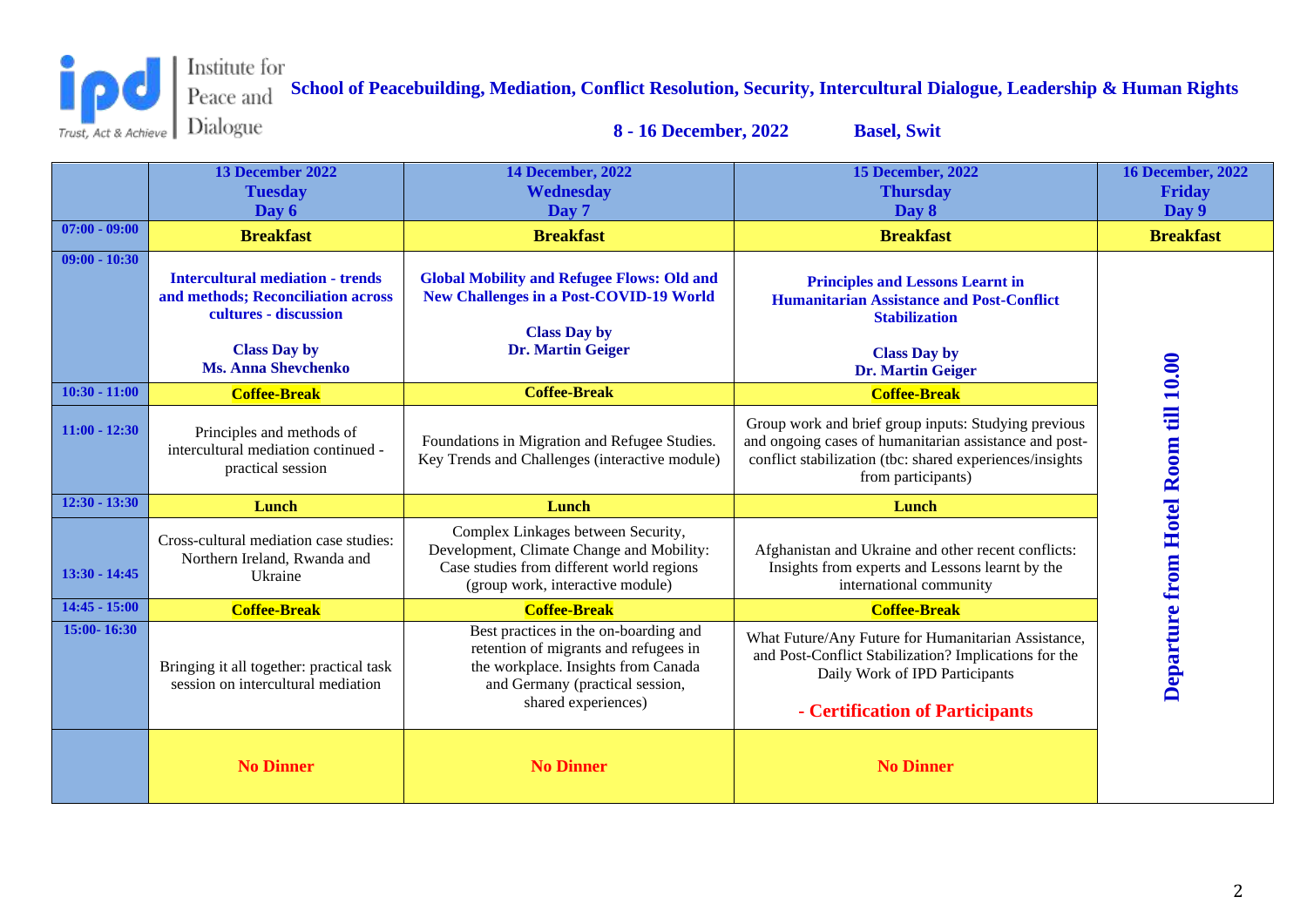Institute for Peace and Dialogue

Trust, Act & Achieve

**School of Peacebuilding, Mediation, Conflict Resolution, Security, Intercultural Dialogue, Leadership & Human Rights**

**8 - 16 December, 2022 Basel, Swit**

| | 13 December 2022<br>Tuesday<br>Day 6 | 14 December, 2022<br>Wednesday<br>Day 7 | 15 December, 2022<br>Thursday<br>Day 8 | 16 December, 2022<br>Friday<br>Day 9 |
|---|---|---|---|---|
| 07:00 - 09:00 | **Breakfast** | **Breakfast** | **Breakfast** | **Breakfast** |
| 09:00 - 10:30 | **Intercultural mediation - trends and methods; Reconciliation across cultures - discussion**<br><br>**Class Day by Ms. Anna Shevchenko** | **Global Mobility and Refugee Flows: Old and New Challenges in a Post-COVID-19 World**<br><br>**Class Day by Dr. Martin Geiger** | **Principles and Lessons Learnt in Humanitarian Assistance and Post-Conflict Stabilization**<br><br>**Class Day by Dr. Martin Geiger** | **Departure from Hotel Room till 10.00** |
| 10:30 - 11:00 | **Coffee-Break** | **Coffee-Break** | **Coffee-Break** | |
| 11:00 - 12:30 | Principles and methods of intercultural mediation continued - practical session | Foundations in Migration and Refugee Studies. Key Trends and Challenges (interactive module) | Group work and brief group inputs: Studying previous and ongoing cases of humanitarian assistance and post-conflict stabilization (tbc: shared experiences/insights from participants) | |
| 12:30 - 13:30 | **Lunch** | **Lunch** | **Lunch** | |
| 13:30 - 14:45 | Cross-cultural mediation case studies: Northern Ireland, Rwanda and Ukraine | Complex Linkages between Security, Development, Climate Change and Mobility: Case studies from different world regions (group work, interactive module) | Afghanistan and Ukraine and other recent conflicts: Insights from experts and Lessons learnt by the international community | |
| 14:45 - 15:00 | **Coffee-Break** | **Coffee-Break** | **Coffee-Break** | |
| 15:00- 16:30 | Bringing it all together: practical task session on intercultural mediation | Best practices in the on-boarding and retention of migrants and refugees in the workplace. Insights from Canada and Germany (practical session, shared experiences) | What Future/Any Future for Humanitarian Assistance, and Post-Conflict Stabilization? Implications for the Daily Work of IPD Participants<br><br>**- Certification of Participants** | |
| | **No Dinner** | **No Dinner** | **No Dinner** | |